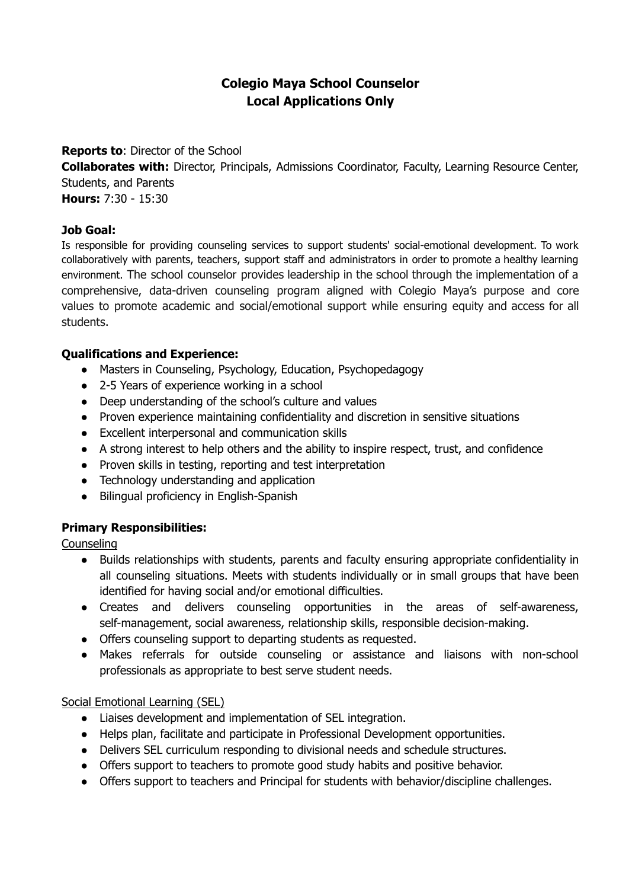# Colegio Maya School Counselor
# Local Applications Only

**Reports to**: Director of the School
**Collaborates with:** Director, Principals, Admissions Coordinator, Faculty, Learning Resource Center, Students, and Parents
**Hours:** 7:30 - 15:30

**Job Goal:**

Is responsible for providing counseling services to support students' social-emotional development. To work collaboratively with parents, teachers, support staff and administrators in order to promote a healthy learning environment. The school counselor provides leadership in the school through the implementation of a comprehensive, data-driven counseling program aligned with Colegio Maya's purpose and core values to promote academic and social/emotional support while ensuring equity and access for all students.

**Qualifications and Experience:**

- Masters in Counseling, Psychology, Education, Psychopedagogy
- 2-5 Years of experience working in a school
- Deep understanding of the school's culture and values
- Proven experience maintaining confidentiality and discretion in sensitive situations
- Excellent interpersonal and communication skills
- A strong interest to help others and the ability to inspire respect, trust, and confidence
- Proven skills in testing, reporting and test interpretation
- Technology understanding and application
- Bilingual proficiency in English-Spanish

**Primary Responsibilities:**

Counseling

- Builds relationships with students, parents and faculty ensuring appropriate confidentiality in all counseling situations. Meets with students individually or in small groups that have been identified for having social and/or emotional difficulties.
- Creates and delivers counseling opportunities in the areas of self-awareness, self-management, social awareness, relationship skills, responsible decision-making.
- Offers counseling support to departing students as requested.
- Makes referrals for outside counseling or assistance and liaisons with non-school professionals as appropriate to best serve student needs.

Social Emotional Learning (SEL)

- Liaises development and implementation of SEL integration.
- Helps plan, facilitate and participate in Professional Development opportunities.
- Delivers SEL curriculum responding to divisional needs and schedule structures.
- Offers support to teachers to promote good study habits and positive behavior.
- Offers support to teachers and Principal for students with behavior/discipline challenges.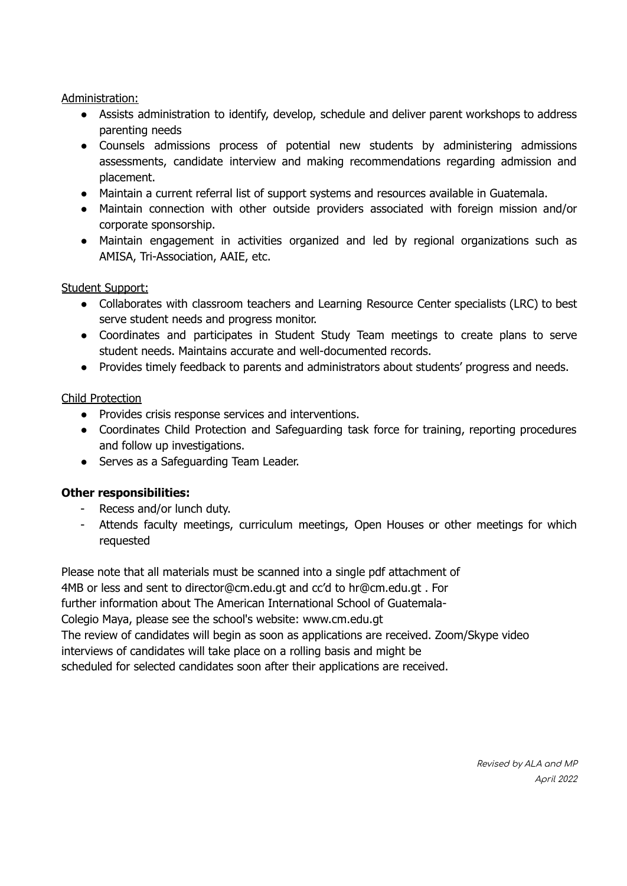Administration:

- Assists administration to identify, develop, schedule and deliver parent workshops to address parenting needs
- Counsels admissions process of potential new students by administering admissions assessments, candidate interview and making recommendations regarding admission and placement.
- Maintain a current referral list of support systems and resources available in Guatemala.
- Maintain connection with other outside providers associated with foreign mission and/or corporate sponsorship.
- Maintain engagement in activities organized and led by regional organizations such as AMISA, Tri-Association, AAIE, etc.

Student Support:

- Collaborates with classroom teachers and Learning Resource Center specialists (LRC) to best serve student needs and progress monitor.
- Coordinates and participates in Student Study Team meetings to create plans to serve student needs. Maintains accurate and well-documented records.
- Provides timely feedback to parents and administrators about students' progress and needs.

Child Protection

- Provides crisis response services and interventions.
- Coordinates Child Protection and Safeguarding task force for training, reporting procedures and follow up investigations.
- Serves as a Safeguarding Team Leader.

**Other responsibilities:**

- Recess and/or lunch duty.
- Attends faculty meetings, curriculum meetings, Open Houses or other meetings for which requested

Please note that all materials must be scanned into a single pdf attachment of 4MB or less and sent to director@cm.edu.gt and cc'd to hr@cm.edu.gt . For further information about The American International School of Guatemala-Colegio Maya, please see the school's website: www.cm.edu.gt
The review of candidates will begin as soon as applications are received. Zoom/Skype video interviews of candidates will take place on a rolling basis and might be scheduled for selected candidates soon after their applications are received.

*Revised by ALA and MP*
*April 2022*